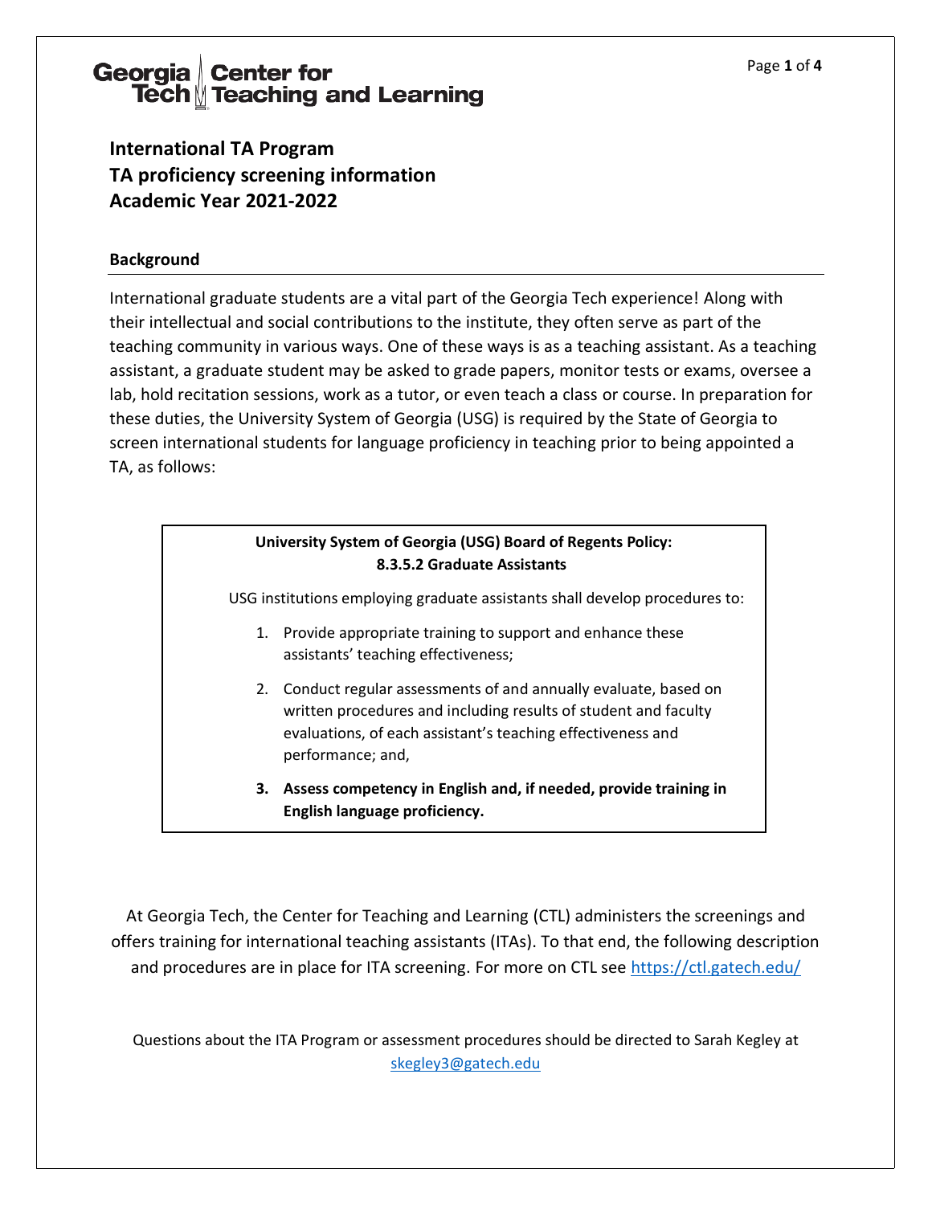Georgia Tech Center for Teaching and Learning

# International TA Program
# TA proficiency screening information
# Academic Year 2021-2022

## Background

International graduate students are a vital part of the Georgia Tech experience! Along with their intellectual and social contributions to the institute, they often serve as part of the teaching community in various ways. One of these ways is as a teaching assistant. As a teaching assistant, a graduate student may be asked to grade papers, monitor tests or exams, oversee a lab, hold recitation sessions, work as a tutor, or even teach a class or course. In preparation for these duties, the University System of Georgia (USG) is required by the State of Georgia to screen international students for language proficiency in teaching prior to being appointed a TA, as follows:

> **University System of Georgia (USG) Board of Regents Policy: 8.3.5.2 Graduate Assistants**
>
> USG institutions employing graduate assistants shall develop procedures to:
>
> 1. Provide appropriate training to support and enhance these assistants' teaching effectiveness;
> 2. Conduct regular assessments of and annually evaluate, based on written procedures and including results of student and faculty evaluations, of each assistant's teaching effectiveness and performance; and,
> 3. **Assess competency in English and, if needed, provide training in English language proficiency.**

At Georgia Tech, the Center for Teaching and Learning (CTL) administers the screenings and offers training for international teaching assistants (ITAs). To that end, the following description and procedures are in place for ITA screening. For more on CTL see https://ctl.gatech.edu/

Questions about the ITA Program or assessment procedures should be directed to Sarah Kegley at skegley3@gatech.edu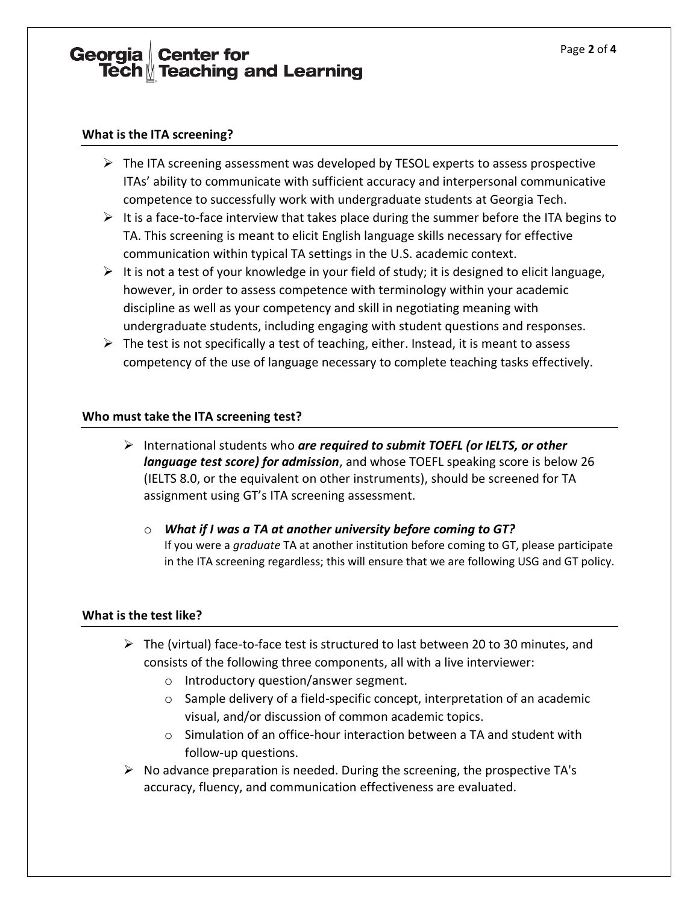## What is the ITA screening?

- The ITA screening assessment was developed by TESOL experts to assess prospective ITAs' ability to communicate with sufficient accuracy and interpersonal communicative competence to successfully work with undergraduate students at Georgia Tech.
- It is a face-to-face interview that takes place during the summer before the ITA begins to TA. This screening is meant to elicit English language skills necessary for effective communication within typical TA settings in the U.S. academic context.
- It is not a test of your knowledge in your field of study; it is designed to elicit language, however, in order to assess competence with terminology within your academic discipline as well as your competency and skill in negotiating meaning with undergraduate students, including engaging with student questions and responses.
- The test is not specifically a test of teaching, either. Instead, it is meant to assess competency of the use of language necessary to complete teaching tasks effectively.

## Who must take the ITA screening test?

- International students who ***are required to submit TOEFL (or IELTS, or other language test score) for admission***, and whose TOEFL speaking score is below 26 (IELTS 8.0, or the equivalent on other instruments), should be screened for TA assignment using GT's ITA screening assessment.

  - ***What if I was a TA at another university before coming to GT?***
    If you were a *graduate* TA at another institution before coming to GT, please participate in the ITA screening regardless; this will ensure that we are following USG and GT policy.

## What is the test like?

- The (virtual) face-to-face test is structured to last between 20 to 30 minutes, and consists of the following three components, all with a live interviewer:
  - Introductory question/answer segment.
  - Sample delivery of a field-specific concept, interpretation of an academic visual, and/or discussion of common academic topics.
  - Simulation of an office-hour interaction between a TA and student with follow-up questions.
- No advance preparation is needed. During the screening, the prospective TA's accuracy, fluency, and communication effectiveness are evaluated.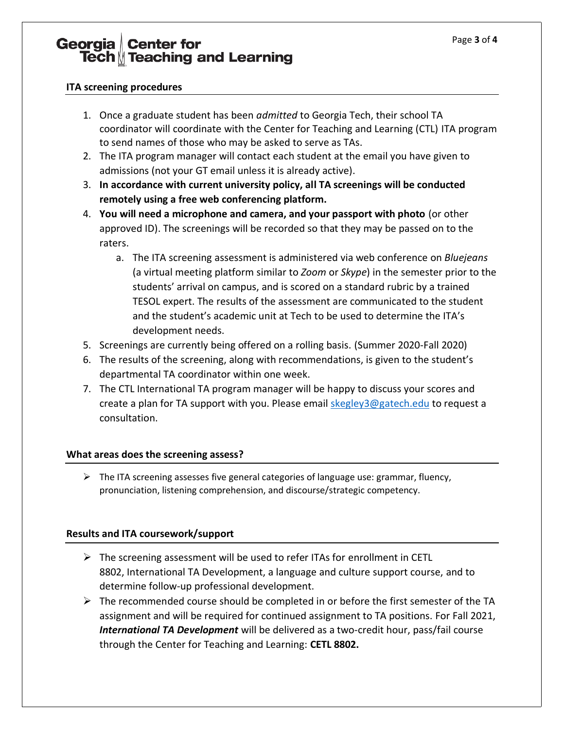## ITA screening procedures

1. Once a graduate student has been *admitted* to Georgia Tech, their school TA coordinator will coordinate with the Center for Teaching and Learning (CTL) ITA program to send names of those who may be asked to serve as TAs.
2. The ITA program manager will contact each student at the email you have given to admissions (not your GT email unless it is already active).
3. **In accordance with current university policy, all TA screenings will be conducted remotely using a free web conferencing platform.**
4. **You will need a microphone and camera, and your passport with photo** (or other approved ID). The screenings will be recorded so that they may be passed on to the raters.
    a. The ITA screening assessment is administered via web conference on *Bluejeans* (a virtual meeting platform similar to *Zoom* or *Skype*) in the semester prior to the students' arrival on campus, and is scored on a standard rubric by a trained TESOL expert. The results of the assessment are communicated to the student and the student's academic unit at Tech to be used to determine the ITA's development needs.
5. Screenings are currently being offered on a rolling basis. (Summer 2020-Fall 2020)
6. The results of the screening, along with recommendations, is given to the student's departmental TA coordinator within one week.
7. The CTL International TA program manager will be happy to discuss your scores and create a plan for TA support with you. Please email skegley3@gatech.edu to request a consultation.

## What areas does the screening assess?

- The ITA screening assesses five general categories of language use: grammar, fluency, pronunciation, listening comprehension, and discourse/strategic competency.

## Results and ITA coursework/support

- The screening assessment will be used to refer ITAs for enrollment in CETL 8802, International TA Development, a language and culture support course, and to determine follow-up professional development.
- The recommended course should be completed in or before the first semester of the TA assignment and will be required for continued assignment to TA positions. For Fall 2021, ***International TA Development*** will be delivered as a two-credit hour, pass/fail course through the Center for Teaching and Learning: **CETL 8802.**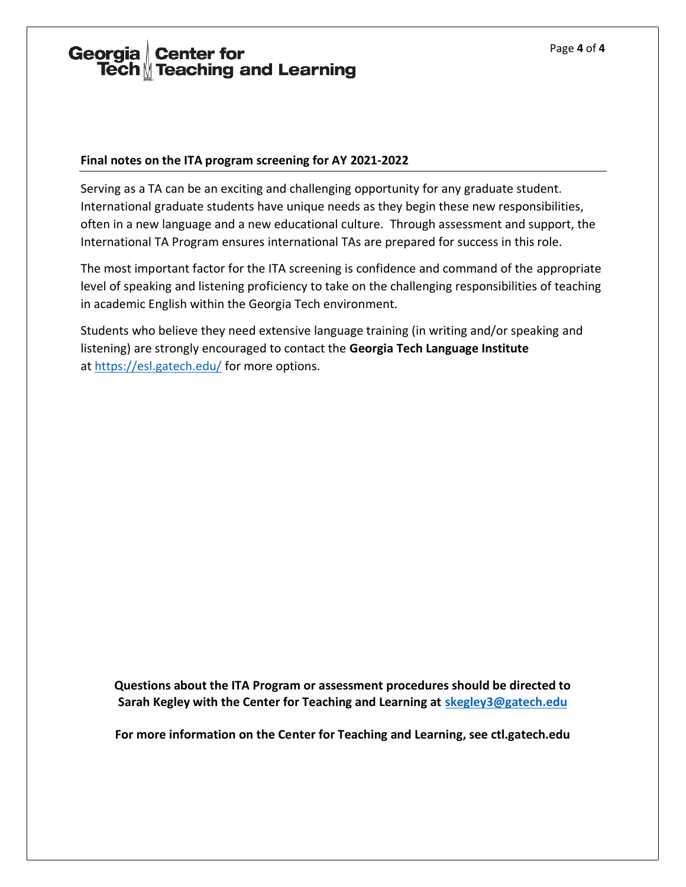## Final notes on the ITA program screening for AY 2021-2022

Serving as a TA can be an exciting and challenging opportunity for any graduate student. International graduate students have unique needs as they begin these new responsibilities, often in a new language and a new educational culture. Through assessment and support, the International TA Program ensures international TAs are prepared for success in this role.

The most important factor for the ITA screening is confidence and command of the appropriate level of speaking and listening proficiency to take on the challenging responsibilities of teaching in academic English within the Georgia Tech environment.

Students who believe they need extensive language training (in writing and/or speaking and listening) are strongly encouraged to contact the **Georgia Tech Language Institute** at https://esl.gatech.edu/ for more options.

**Questions about the ITA Program or assessment procedures should be directed to Sarah Kegley with the Center for Teaching and Learning at skegley3@gatech.edu**

**For more information on the Center for Teaching and Learning, see ctl.gatech.edu**